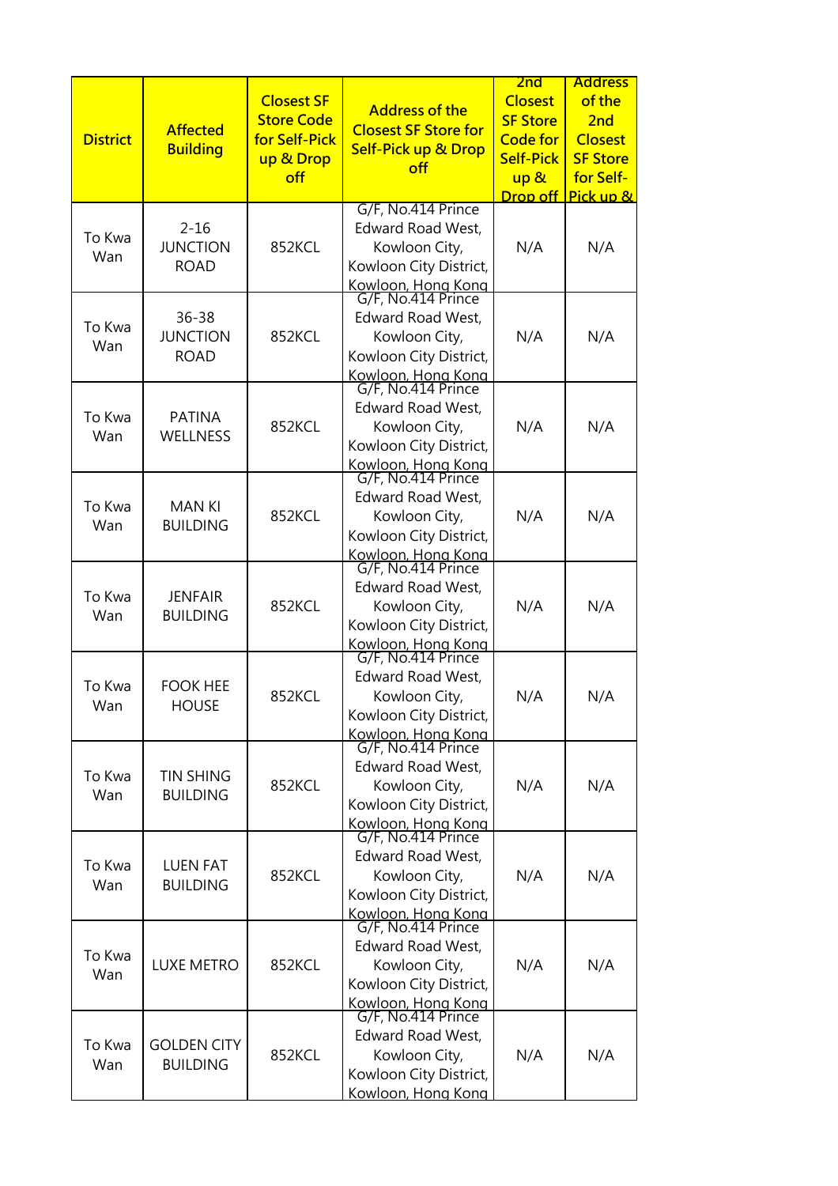| District | Affected Building | Closest SF Store Code for Self-Pick up & Drop off | Address of the Closest SF Store for Self-Pick up & Drop off | 2nd Closest SF Store Code for Self-Pick up & Drop off | Address of the 2nd Closest SF Store for Self-Pick up & Drop off |
|---|---|---|---|---|---|
| To Kwa Wan | 2-16 JUNCTION ROAD | 852KCL | G/F, No.414 Prince Edward Road West, Kowloon City, Kowloon City District, Kowloon, Hong Kong | N/A | N/A |
| To Kwa Wan | 36-38 JUNCTION ROAD | 852KCL | G/F, No.414 Prince Edward Road West, Kowloon City, Kowloon City District, Kowloon, Hong Kong | N/A | N/A |
| To Kwa Wan | PATINA WELLNESS | 852KCL | G/F, No.414 Prince Edward Road West, Kowloon City, Kowloon City District, Kowloon, Hong Kong | N/A | N/A |
| To Kwa Wan | MAN KI BUILDING | 852KCL | G/F, No.414 Prince Edward Road West, Kowloon City, Kowloon City District, Kowloon, Hong Kong | N/A | N/A |
| To Kwa Wan | JENFAIR BUILDING | 852KCL | G/F, No.414 Prince Edward Road West, Kowloon City, Kowloon City District, Kowloon, Hong Kong | N/A | N/A |
| To Kwa Wan | FOOK HEE HOUSE | 852KCL | G/F, No.414 Prince Edward Road West, Kowloon City, Kowloon City District, Kowloon, Hong Kong | N/A | N/A |
| To Kwa Wan | TIN SHING BUILDING | 852KCL | G/F, No.414 Prince Edward Road West, Kowloon City, Kowloon City District, Kowloon, Hong Kong | N/A | N/A |
| To Kwa Wan | LUEN FAT BUILDING | 852KCL | G/F, No.414 Prince Edward Road West, Kowloon City, Kowloon City District, Kowloon, Hong Kong | N/A | N/A |
| To Kwa Wan | LUXE METRO | 852KCL | G/F, No.414 Prince Edward Road West, Kowloon City, Kowloon City District, Kowloon, Hong Kong | N/A | N/A |
| To Kwa Wan | GOLDEN CITY BUILDING | 852KCL | G/F, No.414 Prince Edward Road West, Kowloon City, Kowloon City District, Kowloon, Hong Kong | N/A | N/A |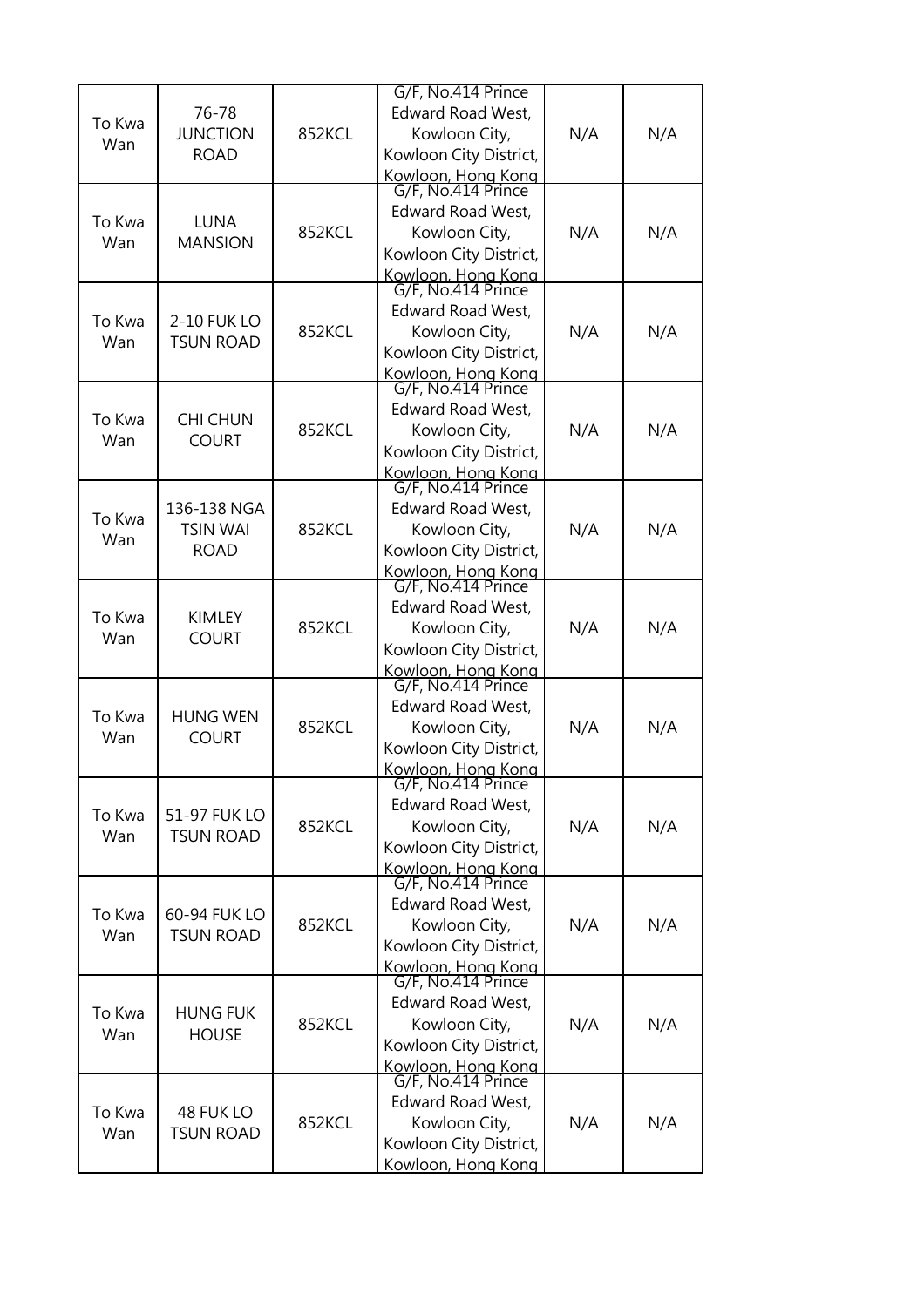| | | | | | |
|---|---|---|---|---|---|
| To Kwa Wan | 76-78 JUNCTION ROAD | 852KCL | G/F, No.414 Prince Edward Road West, Kowloon City, Kowloon City District, Kowloon, Hong Kong | N/A | N/A |
| To Kwa Wan | LUNA MANSION | 852KCL | G/F, No.414 Prince Edward Road West, Kowloon City, Kowloon City District, Kowloon, Hong Kong | N/A | N/A |
| To Kwa Wan | 2-10 FUK LO TSUN ROAD | 852KCL | G/F, No.414 Prince Edward Road West, Kowloon City, Kowloon City District, Kowloon, Hong Kong | N/A | N/A |
| To Kwa Wan | CHI CHUN COURT | 852KCL | G/F, No.414 Prince Edward Road West, Kowloon City, Kowloon City District, Kowloon, Hong Kong | N/A | N/A |
| To Kwa Wan | 136-138 NGA TSIN WAI ROAD | 852KCL | G/F, No.414 Prince Edward Road West, Kowloon City, Kowloon City District, Kowloon, Hong Kong | N/A | N/A |
| To Kwa Wan | KIMLEY COURT | 852KCL | G/F, No.414 Prince Edward Road West, Kowloon City, Kowloon City District, Kowloon, Hong Kong | N/A | N/A |
| To Kwa Wan | HUNG WEN COURT | 852KCL | G/F, No.414 Prince Edward Road West, Kowloon City, Kowloon City District, Kowloon, Hong Kong | N/A | N/A |
| To Kwa Wan | 51-97 FUK LO TSUN ROAD | 852KCL | G/F, No.414 Prince Edward Road West, Kowloon City, Kowloon City District, Kowloon, Hong Kong | N/A | N/A |
| To Kwa Wan | 60-94 FUK LO TSUN ROAD | 852KCL | G/F, No.414 Prince Edward Road West, Kowloon City, Kowloon City District, Kowloon, Hong Kong | N/A | N/A |
| To Kwa Wan | HUNG FUK HOUSE | 852KCL | G/F, No.414 Prince Edward Road West, Kowloon City, Kowloon City District, Kowloon, Hong Kong | N/A | N/A |
| To Kwa Wan | 48 FUK LO TSUN ROAD | 852KCL | G/F, No.414 Prince Edward Road West, Kowloon City, Kowloon City District, Kowloon, Hong Kong | N/A | N/A |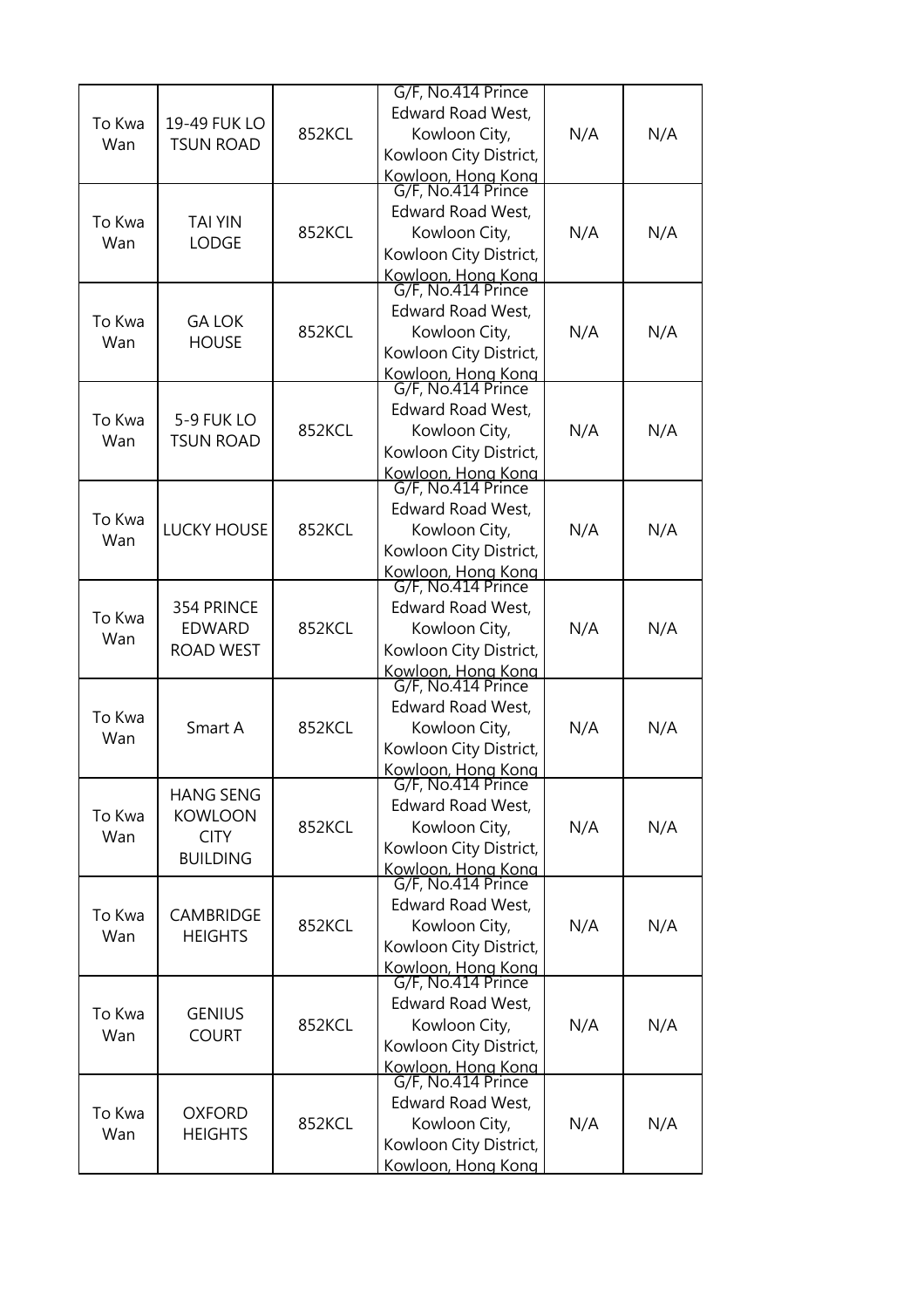| | | | | | |
|---|---|---|---|---|---|
| To Kwa Wan | 19-49 FUK LO TSUN ROAD | 852KCL | G/F, No.414 Prince Edward Road West, Kowloon City, Kowloon City District, Kowloon, Hong Kong | N/A | N/A |
| To Kwa Wan | TAI YIN LODGE | 852KCL | G/F, No.414 Prince Edward Road West, Kowloon City, Kowloon City District, Kowloon, Hong Kong | N/A | N/A |
| To Kwa Wan | GA LOK HOUSE | 852KCL | G/F, No.414 Prince Edward Road West, Kowloon City, Kowloon City District, Kowloon, Hong Kong | N/A | N/A |
| To Kwa Wan | 5-9 FUK LO TSUN ROAD | 852KCL | G/F, No.414 Prince Edward Road West, Kowloon City, Kowloon City District, Kowloon, Hong Kong | N/A | N/A |
| To Kwa Wan | LUCKY HOUSE | 852KCL | G/F, No.414 Prince Edward Road West, Kowloon City, Kowloon City District, Kowloon, Hong Kong | N/A | N/A |
| To Kwa Wan | 354 PRINCE EDWARD ROAD WEST | 852KCL | G/F, No.414 Prince Edward Road West, Kowloon City, Kowloon City District, Kowloon, Hong Kong | N/A | N/A |
| To Kwa Wan | Smart A | 852KCL | G/F, No.414 Prince Edward Road West, Kowloon City, Kowloon City District, Kowloon, Hong Kong | N/A | N/A |
| To Kwa Wan | HANG SENG KOWLOON CITY BUILDING | 852KCL | G/F, No.414 Prince Edward Road West, Kowloon City, Kowloon City District, Kowloon, Hong Kong | N/A | N/A |
| To Kwa Wan | CAMBRIDGE HEIGHTS | 852KCL | G/F, No.414 Prince Edward Road West, Kowloon City, Kowloon City District, Kowloon, Hong Kong | N/A | N/A |
| To Kwa Wan | GENIUS COURT | 852KCL | G/F, No.414 Prince Edward Road West, Kowloon City, Kowloon City District, Kowloon, Hong Kong | N/A | N/A |
| To Kwa Wan | OXFORD HEIGHTS | 852KCL | G/F, No.414 Prince Edward Road West, Kowloon City, Kowloon City District, Kowloon, Hong Kong | N/A | N/A |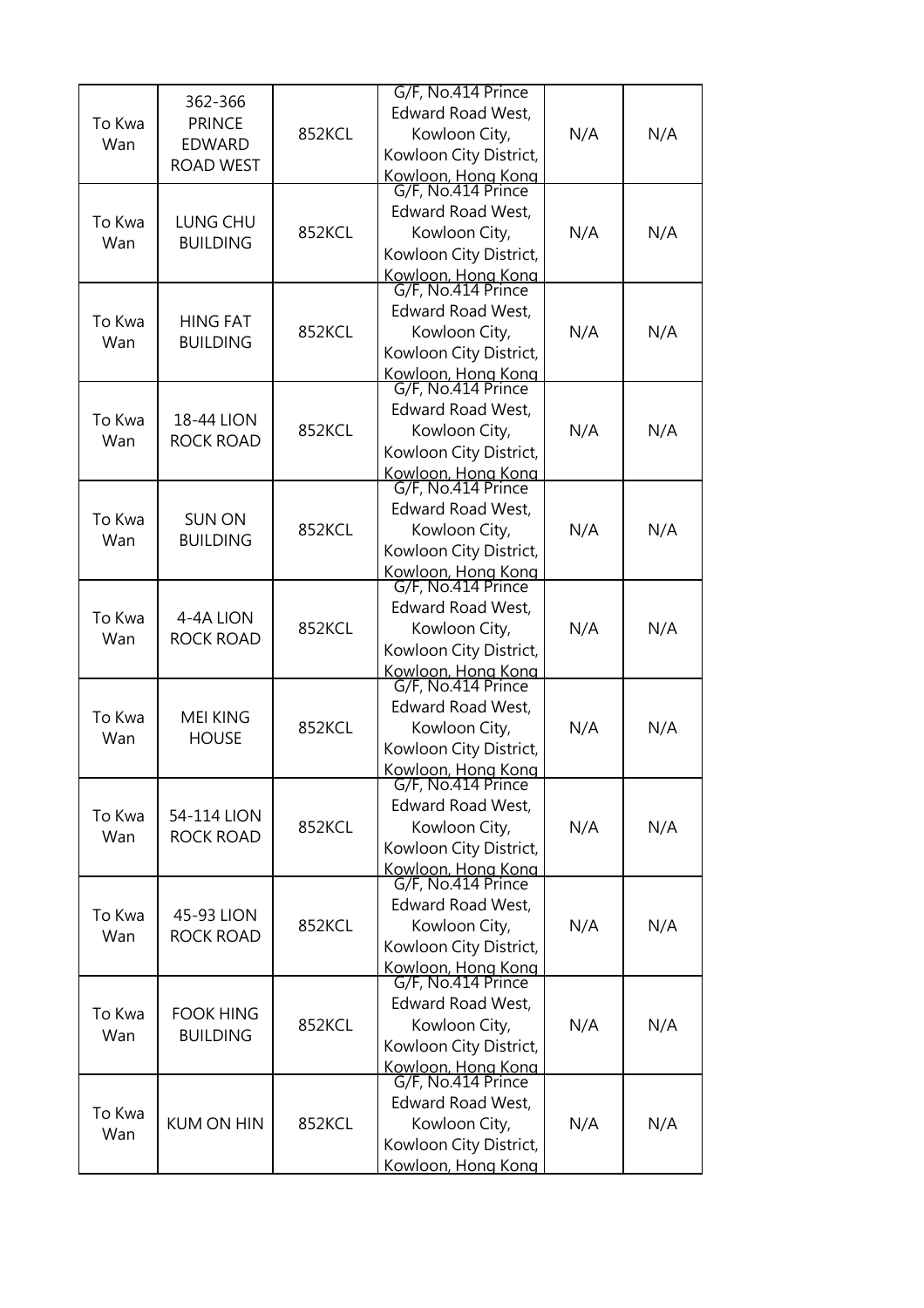| | | | | | |
|---|---|---|---|---|---|
| To Kwa Wan | 362-366 PRINCE EDWARD ROAD WEST | 852KCL | G/F, No.414 Prince Edward Road West, Kowloon City, Kowloon City District, Kowloon, Hong Kong | N/A | N/A |
| To Kwa Wan | LUNG CHU BUILDING | 852KCL | G/F, No.414 Prince Edward Road West, Kowloon City, Kowloon City District, Kowloon, Hong Kong | N/A | N/A |
| To Kwa Wan | HING FAT BUILDING | 852KCL | G/F, No.414 Prince Edward Road West, Kowloon City, Kowloon City District, Kowloon, Hong Kong | N/A | N/A |
| To Kwa Wan | 18-44 LION ROCK ROAD | 852KCL | G/F, No.414 Prince Edward Road West, Kowloon City, Kowloon City District, Kowloon, Hong Kong | N/A | N/A |
| To Kwa Wan | SUN ON BUILDING | 852KCL | G/F, No.414 Prince Edward Road West, Kowloon City, Kowloon City District, Kowloon, Hong Kong | N/A | N/A |
| To Kwa Wan | 4-4A LION ROCK ROAD | 852KCL | G/F, No.414 Prince Edward Road West, Kowloon City, Kowloon City District, Kowloon, Hong Kong | N/A | N/A |
| To Kwa Wan | MEI KING HOUSE | 852KCL | G/F, No.414 Prince Edward Road West, Kowloon City, Kowloon City District, Kowloon, Hong Kong | N/A | N/A |
| To Kwa Wan | 54-114 LION ROCK ROAD | 852KCL | G/F, No.414 Prince Edward Road West, Kowloon City, Kowloon City District, Kowloon, Hong Kong | N/A | N/A |
| To Kwa Wan | 45-93 LION ROCK ROAD | 852KCL | G/F, No.414 Prince Edward Road West, Kowloon City, Kowloon City District, Kowloon, Hong Kong | N/A | N/A |
| To Kwa Wan | FOOK HING BUILDING | 852KCL | G/F, No.414 Prince Edward Road West, Kowloon City, Kowloon City District, Kowloon, Hong Kong | N/A | N/A |
| To Kwa Wan | KUM ON HIN | 852KCL | G/F, No.414 Prince Edward Road West, Kowloon City, Kowloon City District, Kowloon, Hong Kong | N/A | N/A |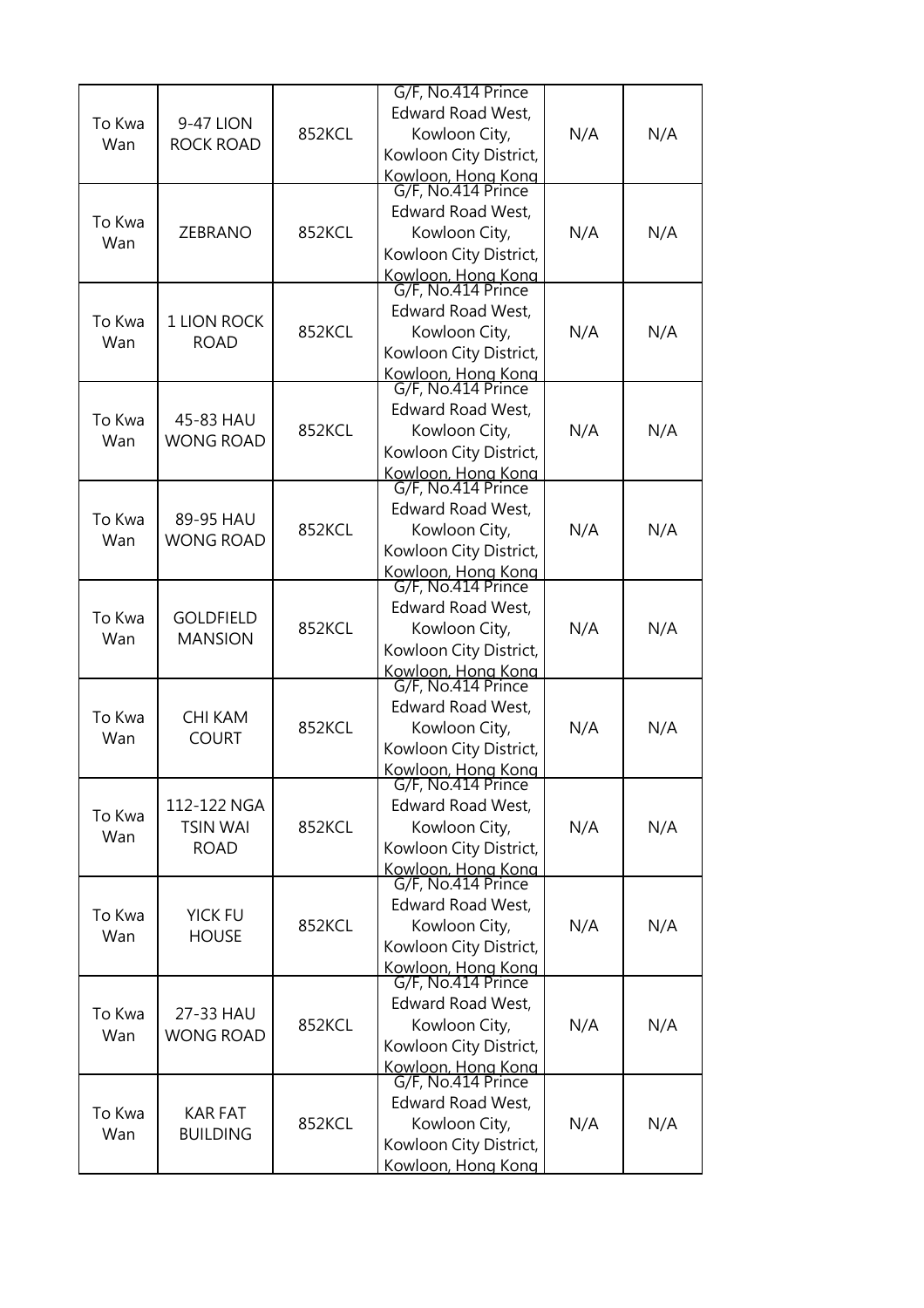| To Kwa Wan | 9-47 LION ROCK ROAD | 852KCL | G/F, No.414 Prince Edward Road West, Kowloon City, Kowloon City District, Kowloon, Hong Kong | N/A | N/A |
|---|---|---|---|---|---|
| To Kwa Wan | ZEBRANO | 852KCL | G/F, No.414 Prince Edward Road West, Kowloon City, Kowloon City District, Kowloon, Hong Kong | N/A | N/A |
| To Kwa Wan | 1 LION ROCK ROAD | 852KCL | G/F, No.414 Prince Edward Road West, Kowloon City, Kowloon City District, Kowloon, Hong Kong | N/A | N/A |
| To Kwa Wan | 45-83 HAU WONG ROAD | 852KCL | G/F, No.414 Prince Edward Road West, Kowloon City, Kowloon City District, Kowloon, Hong Kong | N/A | N/A |
| To Kwa Wan | 89-95 HAU WONG ROAD | 852KCL | G/F, No.414 Prince Edward Road West, Kowloon City, Kowloon City District, Kowloon, Hong Kong | N/A | N/A |
| To Kwa Wan | GOLDFIELD MANSION | 852KCL | G/F, No.414 Prince Edward Road West, Kowloon City, Kowloon City District, Kowloon, Hong Kong | N/A | N/A |
| To Kwa Wan | CHI KAM COURT | 852KCL | G/F, No.414 Prince Edward Road West, Kowloon City, Kowloon City District, Kowloon, Hong Kong | N/A | N/A |
| To Kwa Wan | 112-122 NGA TSIN WAI ROAD | 852KCL | G/F, No.414 Prince Edward Road West, Kowloon City, Kowloon City District, Kowloon, Hong Kong | N/A | N/A |
| To Kwa Wan | YICK FU HOUSE | 852KCL | G/F, No.414 Prince Edward Road West, Kowloon City, Kowloon City District, Kowloon, Hong Kong | N/A | N/A |
| To Kwa Wan | 27-33 HAU WONG ROAD | 852KCL | G/F, No.414 Prince Edward Road West, Kowloon City, Kowloon City District, Kowloon, Hong Kong | N/A | N/A |
| To Kwa Wan | KAR FAT BUILDING | 852KCL | G/F, No.414 Prince Edward Road West, Kowloon City, Kowloon City District, Kowloon, Hong Kong | N/A | N/A |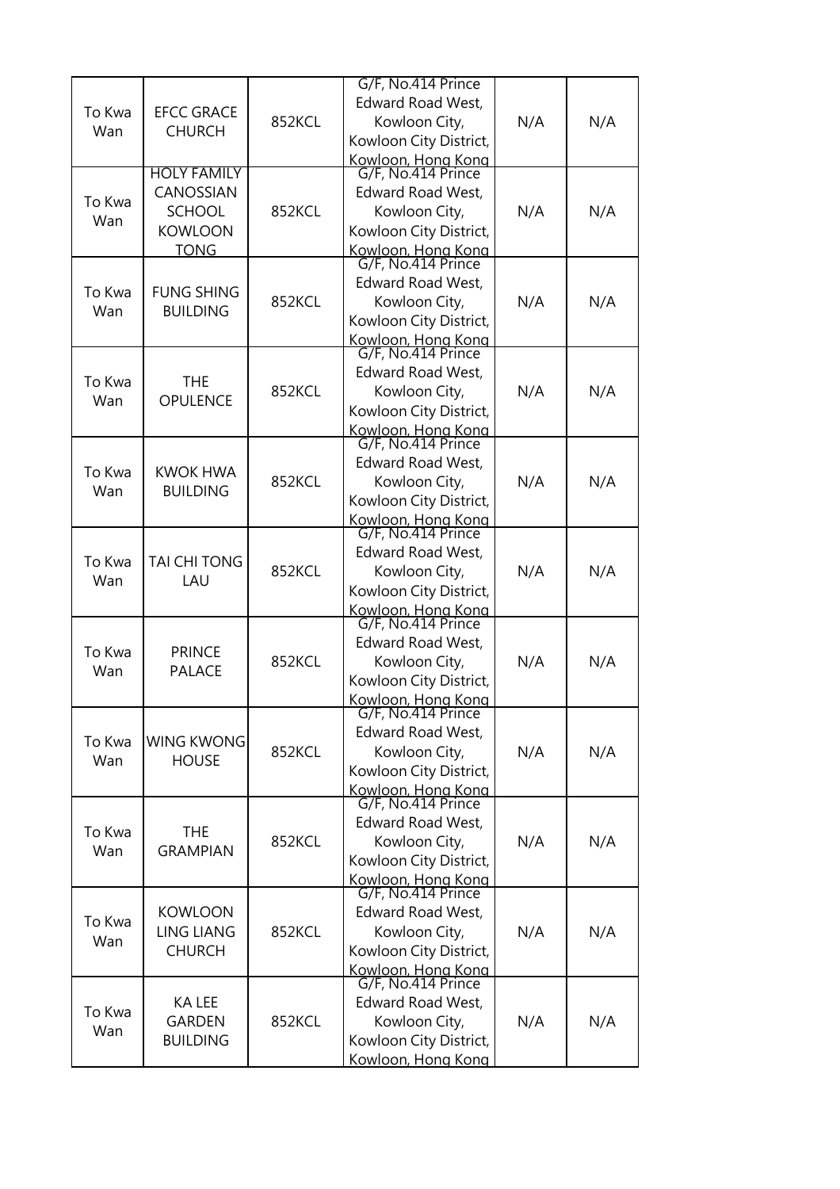| | | | | | |
|---|---|---|---|---|---|
| To Kwa Wan | EFCC GRACE CHURCH | 852KCL | G/F, No.414 Prince Edward Road West, Kowloon City, Kowloon City District, Kowloon, Hong Kong | N/A | N/A |
| To Kwa Wan | HOLY FAMILY CANOSSIAN SCHOOL KOWLOON TONG | 852KCL | G/F, No.414 Prince Edward Road West, Kowloon City, Kowloon City District, Kowloon, Hong Kong | N/A | N/A |
| To Kwa Wan | FUNG SHING BUILDING | 852KCL | G/F, No.414 Prince Edward Road West, Kowloon City, Kowloon City District, Kowloon, Hong Kong | N/A | N/A |
| To Kwa Wan | THE OPULENCE | 852KCL | G/F, No.414 Prince Edward Road West, Kowloon City, Kowloon City District, Kowloon, Hong Kong | N/A | N/A |
| To Kwa Wan | KWOK HWA BUILDING | 852KCL | G/F, No.414 Prince Edward Road West, Kowloon City, Kowloon City District, Kowloon, Hong Kong | N/A | N/A |
| To Kwa Wan | TAI CHI TONG LAU | 852KCL | G/F, No.414 Prince Edward Road West, Kowloon City, Kowloon City District, Kowloon, Hong Kong | N/A | N/A |
| To Kwa Wan | PRINCE PALACE | 852KCL | G/F, No.414 Prince Edward Road West, Kowloon City, Kowloon City District, Kowloon, Hong Kong | N/A | N/A |
| To Kwa Wan | WING KWONG HOUSE | 852KCL | G/F, No.414 Prince Edward Road West, Kowloon City, Kowloon City District, Kowloon, Hong Kong | N/A | N/A |
| To Kwa Wan | THE GRAMPIAN | 852KCL | G/F, No.414 Prince Edward Road West, Kowloon City, Kowloon City District, Kowloon, Hong Kong | N/A | N/A |
| To Kwa Wan | KOWLOON LING LIANG CHURCH | 852KCL | G/F, No.414 Prince Edward Road West, Kowloon City, Kowloon City District, Kowloon, Hong Kong | N/A | N/A |
| To Kwa Wan | KA LEE GARDEN BUILDING | 852KCL | G/F, No.414 Prince Edward Road West, Kowloon City, Kowloon City District, Kowloon, Hong Kong | N/A | N/A |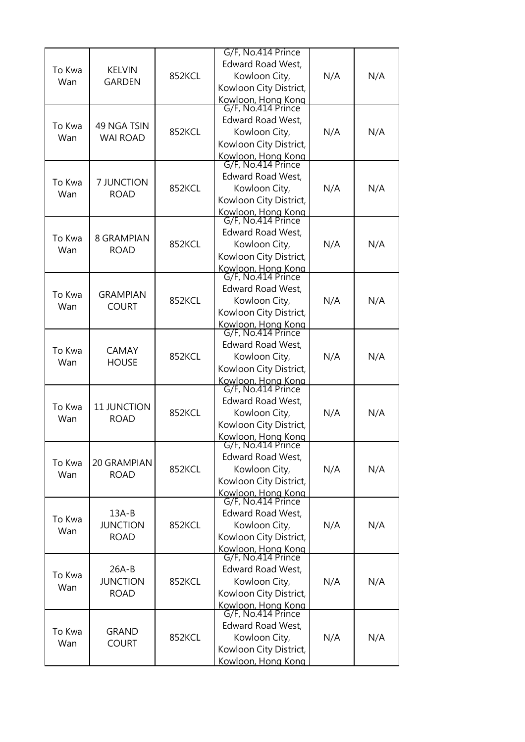| To Kwa Wan | KELVIN GARDEN | 852KCL | G/F, No.414 Prince Edward Road West, Kowloon City, Kowloon City District, Kowloon, Hong Kong | N/A | N/A |
|---|---|---|---|---|---|
| To Kwa Wan | 49 NGA TSIN WAI ROAD | 852KCL | G/F, No.414 Prince Edward Road West, Kowloon City, Kowloon City District, Kowloon, Hong Kong | N/A | N/A |
| To Kwa Wan | 7 JUNCTION ROAD | 852KCL | G/F, No.414 Prince Edward Road West, Kowloon City, Kowloon City District, Kowloon, Hong Kong | N/A | N/A |
| To Kwa Wan | 8 GRAMPIAN ROAD | 852KCL | G/F, No.414 Prince Edward Road West, Kowloon City, Kowloon City District, Kowloon, Hong Kong | N/A | N/A |
| To Kwa Wan | GRAMPIAN COURT | 852KCL | G/F, No.414 Prince Edward Road West, Kowloon City, Kowloon City District, Kowloon, Hong Kong | N/A | N/A |
| To Kwa Wan | CAMAY HOUSE | 852KCL | G/F, No.414 Prince Edward Road West, Kowloon City, Kowloon City District, Kowloon, Hong Kong | N/A | N/A |
| To Kwa Wan | 11 JUNCTION ROAD | 852KCL | G/F, No.414 Prince Edward Road West, Kowloon City, Kowloon City District, Kowloon, Hong Kong | N/A | N/A |
| To Kwa Wan | 20 GRAMPIAN ROAD | 852KCL | G/F, No.414 Prince Edward Road West, Kowloon City, Kowloon City District, Kowloon, Hong Kong | N/A | N/A |
| To Kwa Wan | 13A-B JUNCTION ROAD | 852KCL | G/F, No.414 Prince Edward Road West, Kowloon City, Kowloon City District, Kowloon, Hong Kong | N/A | N/A |
| To Kwa Wan | 26A-B JUNCTION ROAD | 852KCL | G/F, No.414 Prince Edward Road West, Kowloon City, Kowloon City District, Kowloon, Hong Kong | N/A | N/A |
| To Kwa Wan | GRAND COURT | 852KCL | G/F, No.414 Prince Edward Road West, Kowloon City, Kowloon City District, Kowloon, Hong Kong | N/A | N/A |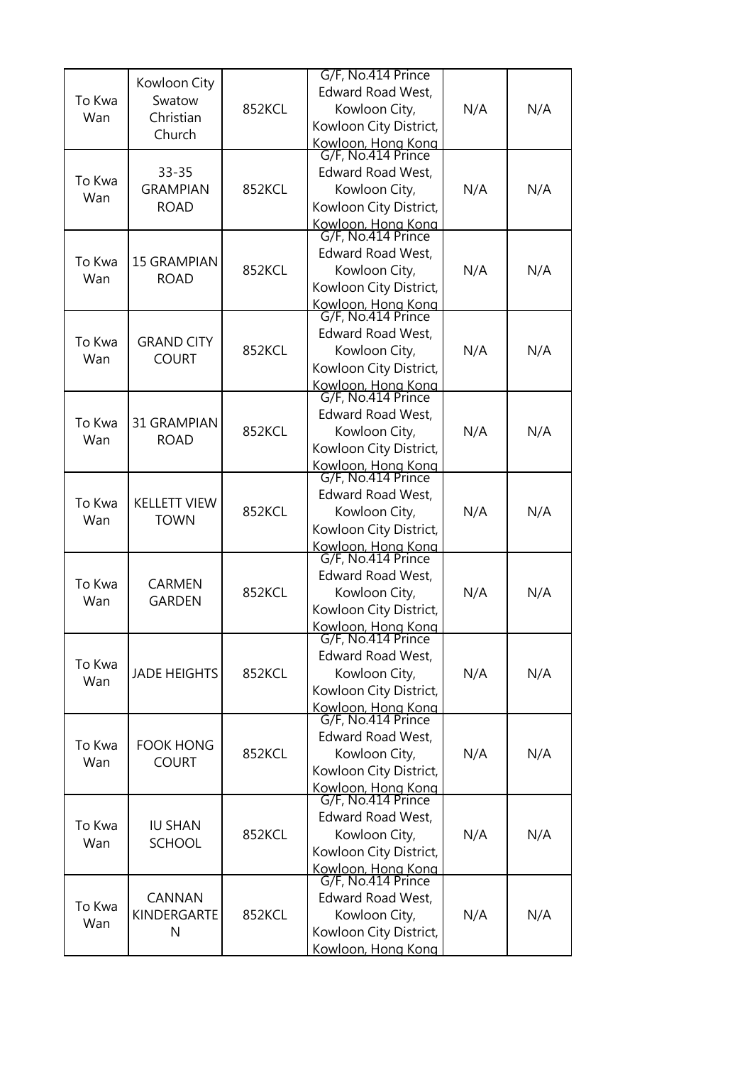| To Kwa Wan | Kowloon City Swatow Christian Church | 852KCL | G/F, No.414 Prince Edward Road West, Kowloon City, Kowloon City District, Kowloon, Hong Kong | N/A | N/A |
|---|---|---|---|---|---|
| To Kwa Wan | 33-35 GRAMPIAN ROAD | 852KCL | G/F, No.414 Prince Edward Road West, Kowloon City, Kowloon City District, Kowloon, Hong Kong | N/A | N/A |
| To Kwa Wan | 15 GRAMPIAN ROAD | 852KCL | G/F, No.414 Prince Edward Road West, Kowloon City, Kowloon City District, Kowloon, Hong Kong | N/A | N/A |
| To Kwa Wan | GRAND CITY COURT | 852KCL | G/F, No.414 Prince Edward Road West, Kowloon City, Kowloon City District, Kowloon, Hong Kong | N/A | N/A |
| To Kwa Wan | 31 GRAMPIAN ROAD | 852KCL | G/F, No.414 Prince Edward Road West, Kowloon City, Kowloon City District, Kowloon, Hong Kong | N/A | N/A |
| To Kwa Wan | KELLETT VIEW TOWN | 852KCL | G/F, No.414 Prince Edward Road West, Kowloon City, Kowloon City District, Kowloon, Hong Kong | N/A | N/A |
| To Kwa Wan | CARMEN GARDEN | 852KCL | G/F, No.414 Prince Edward Road West, Kowloon City, Kowloon City District, Kowloon, Hong Kong | N/A | N/A |
| To Kwa Wan | JADE HEIGHTS | 852KCL | G/F, No.414 Prince Edward Road West, Kowloon City, Kowloon City District, Kowloon, Hong Kong | N/A | N/A |
| To Kwa Wan | FOOK HONG COURT | 852KCL | G/F, No.414 Prince Edward Road West, Kowloon City, Kowloon City District, Kowloon, Hong Kong | N/A | N/A |
| To Kwa Wan | IU SHAN SCHOOL | 852KCL | G/F, No.414 Prince Edward Road West, Kowloon City, Kowloon City District, Kowloon, Hong Kong | N/A | N/A |
| To Kwa Wan | CANNAN KINDERGARTEN | 852KCL | G/F, No.414 Prince Edward Road West, Kowloon City, Kowloon City District, Kowloon, Hong Kong | N/A | N/A |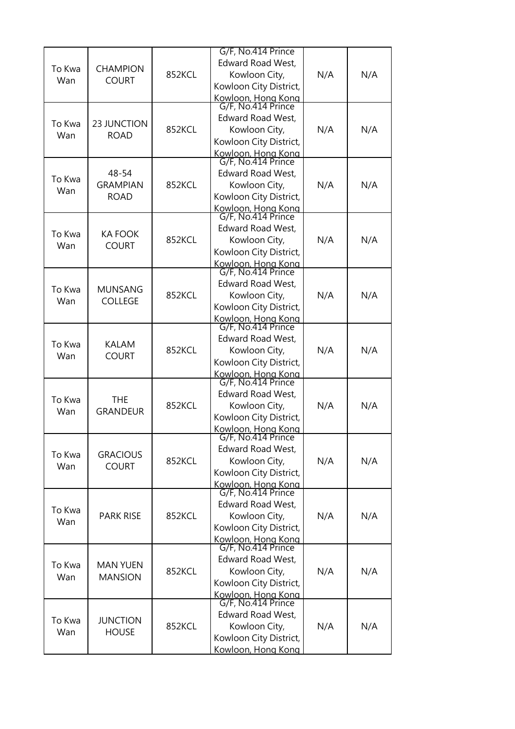| To Kwa Wan | CHAMPION COURT | 852KCL | G/F, No.414 Prince Edward Road West, Kowloon City, Kowloon City District, Kowloon, Hong Kong | N/A | N/A |
|---|---|---|---|---|---|
| To Kwa Wan | 23 JUNCTION ROAD | 852KCL | G/F, No.414 Prince Edward Road West, Kowloon City, Kowloon City District, Kowloon, Hong Kong | N/A | N/A |
| To Kwa Wan | 48-54 GRAMPIAN ROAD | 852KCL | G/F, No.414 Prince Edward Road West, Kowloon City, Kowloon City District, Kowloon, Hong Kong | N/A | N/A |
| To Kwa Wan | KA FOOK COURT | 852KCL | G/F, No.414 Prince Edward Road West, Kowloon City, Kowloon City District, Kowloon, Hong Kong | N/A | N/A |
| To Kwa Wan | MUNSANG COLLEGE | 852KCL | G/F, No.414 Prince Edward Road West, Kowloon City, Kowloon City District, Kowloon, Hong Kong | N/A | N/A |
| To Kwa Wan | KALAM COURT | 852KCL | G/F, No.414 Prince Edward Road West, Kowloon City, Kowloon City District, Kowloon, Hong Kong | N/A | N/A |
| To Kwa Wan | THE GRANDEUR | 852KCL | G/F, No.414 Prince Edward Road West, Kowloon City, Kowloon City District, Kowloon, Hong Kong | N/A | N/A |
| To Kwa Wan | GRACIOUS COURT | 852KCL | G/F, No.414 Prince Edward Road West, Kowloon City, Kowloon City District, Kowloon, Hong Kong | N/A | N/A |
| To Kwa Wan | PARK RISE | 852KCL | G/F, No.414 Prince Edward Road West, Kowloon City, Kowloon City District, Kowloon, Hong Kong | N/A | N/A |
| To Kwa Wan | MAN YUEN MANSION | 852KCL | G/F, No.414 Prince Edward Road West, Kowloon City, Kowloon City District, Kowloon, Hong Kong | N/A | N/A |
| To Kwa Wan | JUNCTION HOUSE | 852KCL | G/F, No.414 Prince Edward Road West, Kowloon City, Kowloon City District, Kowloon, Hong Kong | N/A | N/A |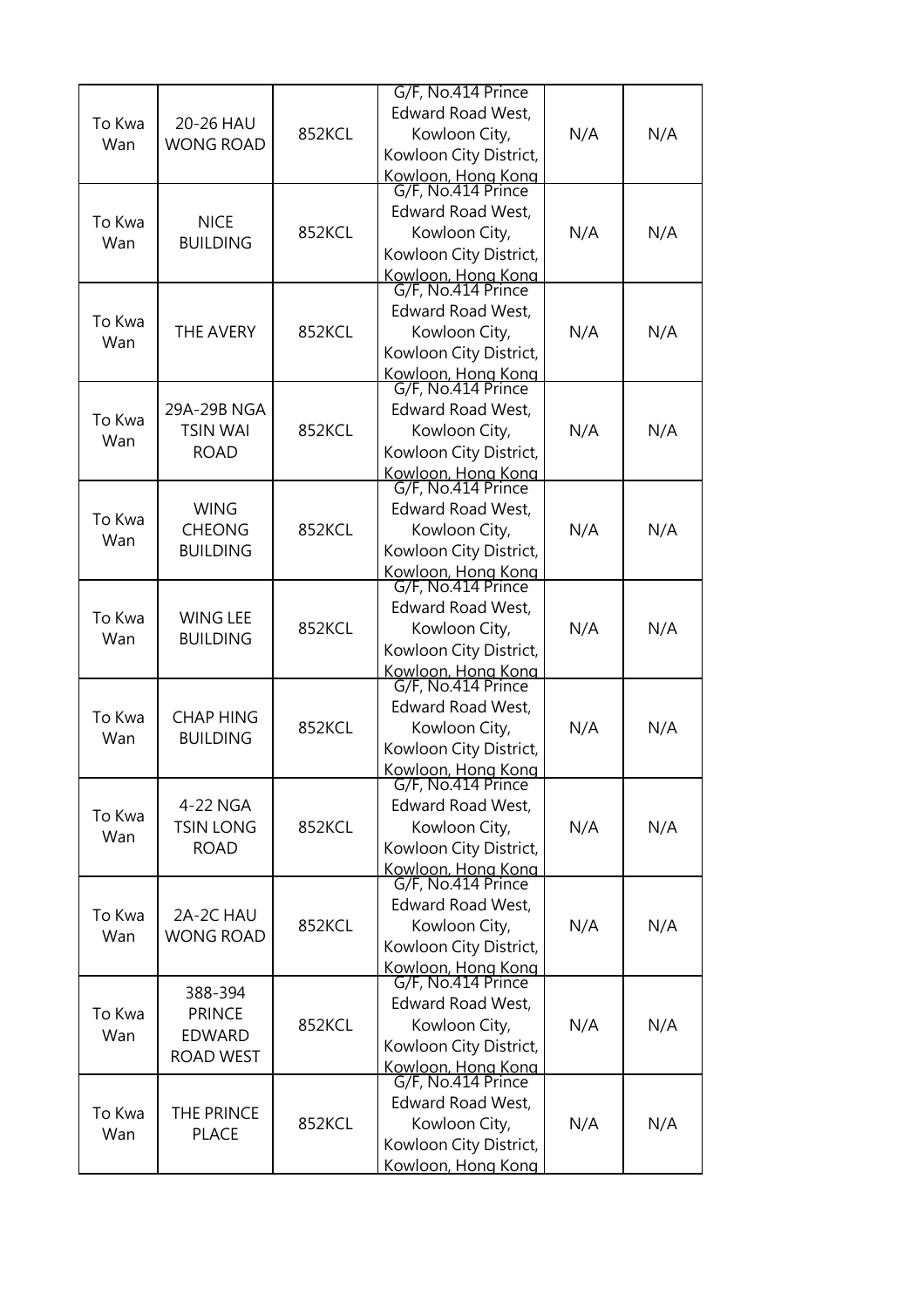| | | | | | |
|---|---|---|---|---|---|
| To Kwa Wan | 20-26 HAU WONG ROAD | 852KCL | G/F, No.414 Prince Edward Road West, Kowloon City, Kowloon City District, Kowloon, Hong Kong | N/A | N/A |
| To Kwa Wan | NICE BUILDING | 852KCL | G/F, No.414 Prince Edward Road West, Kowloon City, Kowloon City District, Kowloon, Hong Kong | N/A | N/A |
| To Kwa Wan | THE AVERY | 852KCL | G/F, No.414 Prince Edward Road West, Kowloon City, Kowloon City District, Kowloon, Hong Kong | N/A | N/A |
| To Kwa Wan | 29A-29B NGA TSIN WAI ROAD | 852KCL | G/F, No.414 Prince Edward Road West, Kowloon City, Kowloon City District, Kowloon, Hong Kong | N/A | N/A |
| To Kwa Wan | WING CHEONG BUILDING | 852KCL | G/F, No.414 Prince Edward Road West, Kowloon City, Kowloon City District, Kowloon, Hong Kong | N/A | N/A |
| To Kwa Wan | WING LEE BUILDING | 852KCL | G/F, No.414 Prince Edward Road West, Kowloon City, Kowloon City District, Kowloon, Hong Kong | N/A | N/A |
| To Kwa Wan | CHAP HING BUILDING | 852KCL | G/F, No.414 Prince Edward Road West, Kowloon City, Kowloon City District, Kowloon, Hong Kong | N/A | N/A |
| To Kwa Wan | 4-22 NGA TSIN LONG ROAD | 852KCL | G/F, No.414 Prince Edward Road West, Kowloon City, Kowloon City District, Kowloon, Hong Kong | N/A | N/A |
| To Kwa Wan | 2A-2C HAU WONG ROAD | 852KCL | G/F, No.414 Prince Edward Road West, Kowloon City, Kowloon City District, Kowloon, Hong Kong | N/A | N/A |
| To Kwa Wan | 388-394 PRINCE EDWARD ROAD WEST | 852KCL | G/F, No.414 Prince Edward Road West, Kowloon City, Kowloon City District, Kowloon, Hong Kong | N/A | N/A |
| To Kwa Wan | THE PRINCE PLACE | 852KCL | G/F, No.414 Prince Edward Road West, Kowloon City, Kowloon City District, Kowloon, Hong Kong | N/A | N/A |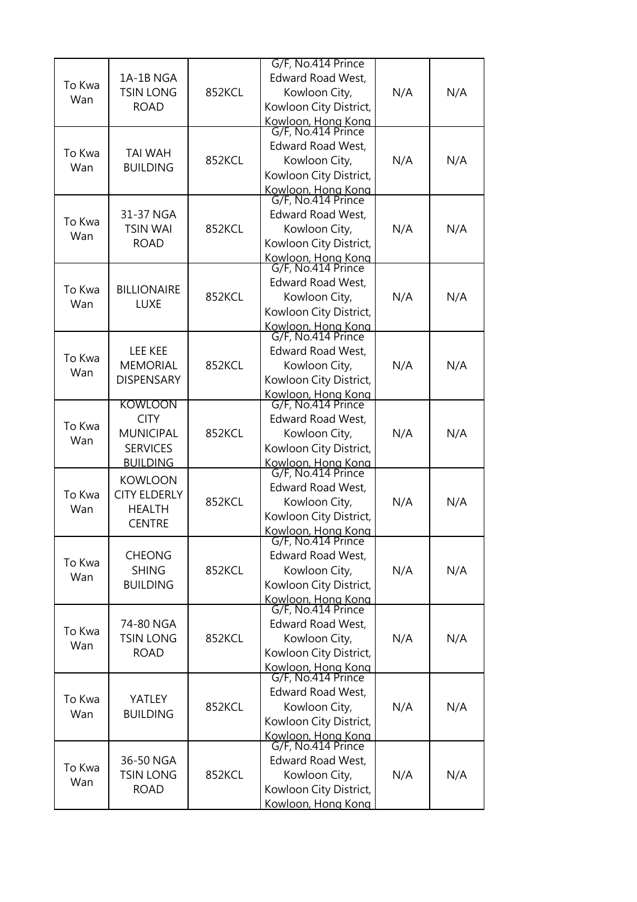| | | | | | |
|---|---|---|---|---|---|
| To Kwa Wan | 1A-1B NGA TSIN LONG ROAD | 852KCL | G/F, No.414 Prince Edward Road West, Kowloon City, Kowloon City District, Kowloon, Hong Kong | N/A | N/A |
| To Kwa Wan | TAI WAH BUILDING | 852KCL | G/F, No.414 Prince Edward Road West, Kowloon City, Kowloon City District, Kowloon, Hong Kong | N/A | N/A |
| To Kwa Wan | 31-37 NGA TSIN WAI ROAD | 852KCL | G/F, No.414 Prince Edward Road West, Kowloon City, Kowloon City District, Kowloon, Hong Kong | N/A | N/A |
| To Kwa Wan | BILLIONAIRE LUXE | 852KCL | G/F, No.414 Prince Edward Road West, Kowloon City, Kowloon City District, Kowloon, Hong Kong | N/A | N/A |
| To Kwa Wan | LEE KEE MEMORIAL DISPENSARY | 852KCL | G/F, No.414 Prince Edward Road West, Kowloon City, Kowloon City District, Kowloon, Hong Kong | N/A | N/A |
| To Kwa Wan | KOWLOON CITY MUNICIPAL SERVICES BUILDING | 852KCL | G/F, No.414 Prince Edward Road West, Kowloon City, Kowloon City District, Kowloon, Hong Kong | N/A | N/A |
| To Kwa Wan | KOWLOON CITY ELDERLY HEALTH CENTRE | 852KCL | G/F, No.414 Prince Edward Road West, Kowloon City, Kowloon City District, Kowloon, Hong Kong | N/A | N/A |
| To Kwa Wan | CHEONG SHING BUILDING | 852KCL | G/F, No.414 Prince Edward Road West, Kowloon City, Kowloon City District, Kowloon, Hong Kong | N/A | N/A |
| To Kwa Wan | 74-80 NGA TSIN LONG ROAD | 852KCL | G/F, No.414 Prince Edward Road West, Kowloon City, Kowloon City District, Kowloon, Hong Kong | N/A | N/A |
| To Kwa Wan | YATLEY BUILDING | 852KCL | G/F, No.414 Prince Edward Road West, Kowloon City, Kowloon City District, Kowloon, Hong Kong | N/A | N/A |
| To Kwa Wan | 36-50 NGA TSIN LONG ROAD | 852KCL | G/F, No.414 Prince Edward Road West, Kowloon City, Kowloon City District, Kowloon, Hong Kong | N/A | N/A |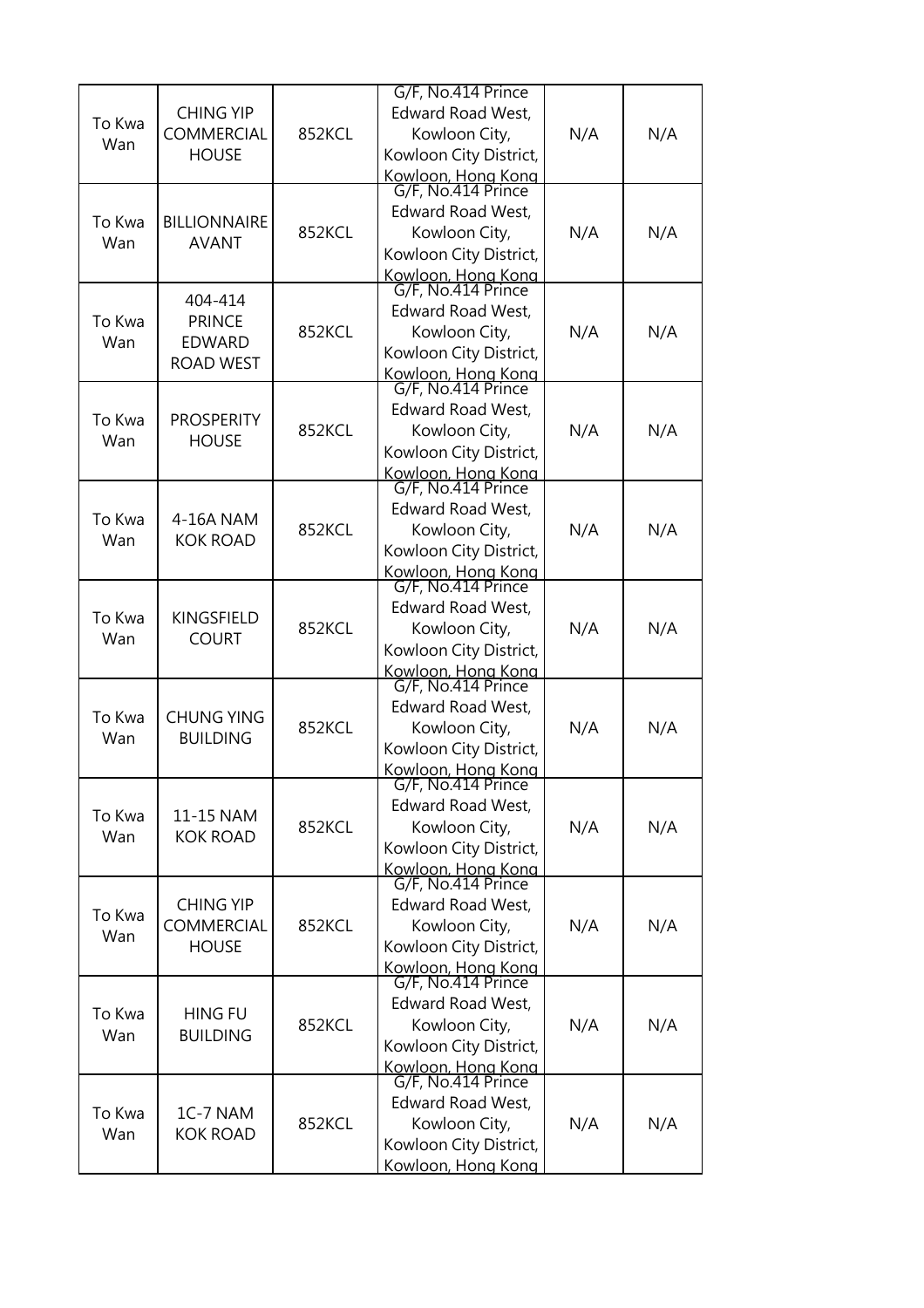| To Kwa Wan | CHING YIP COMMERCIAL HOUSE | 852KCL | G/F, No.414 Prince Edward Road West, Kowloon City, Kowloon City District, Kowloon, Hong Kong | N/A | N/A |
|---|---|---|---|---|---|
| To Kwa Wan | BILLIONNAIRE AVANT | 852KCL | G/F, No.414 Prince Edward Road West, Kowloon City, Kowloon City District, Kowloon, Hong Kong | N/A | N/A |
| To Kwa Wan | 404-414 PRINCE EDWARD ROAD WEST | 852KCL | G/F, No.414 Prince Edward Road West, Kowloon City, Kowloon City District, Kowloon, Hong Kong | N/A | N/A |
| To Kwa Wan | PROSPERITY HOUSE | 852KCL | G/F, No.414 Prince Edward Road West, Kowloon City, Kowloon City District, Kowloon, Hong Kong | N/A | N/A |
| To Kwa Wan | 4-16A NAM KOK ROAD | 852KCL | G/F, No.414 Prince Edward Road West, Kowloon City, Kowloon City District, Kowloon, Hong Kong | N/A | N/A |
| To Kwa Wan | KINGSFIELD COURT | 852KCL | G/F, No.414 Prince Edward Road West, Kowloon City, Kowloon City District, Kowloon, Hong Kong | N/A | N/A |
| To Kwa Wan | CHUNG YING BUILDING | 852KCL | G/F, No.414 Prince Edward Road West, Kowloon City, Kowloon City District, Kowloon, Hong Kong | N/A | N/A |
| To Kwa Wan | 11-15 NAM KOK ROAD | 852KCL | G/F, No.414 Prince Edward Road West, Kowloon City, Kowloon City District, Kowloon, Hong Kong | N/A | N/A |
| To Kwa Wan | CHING YIP COMMERCIAL HOUSE | 852KCL | G/F, No.414 Prince Edward Road West, Kowloon City, Kowloon City District, Kowloon, Hong Kong | N/A | N/A |
| To Kwa Wan | HING FU BUILDING | 852KCL | G/F, No.414 Prince Edward Road West, Kowloon City, Kowloon City District, Kowloon, Hong Kong | N/A | N/A |
| To Kwa Wan | 1C-7 NAM KOK ROAD | 852KCL | G/F, No.414 Prince Edward Road West, Kowloon City, Kowloon City District, Kowloon, Hong Kong | N/A | N/A |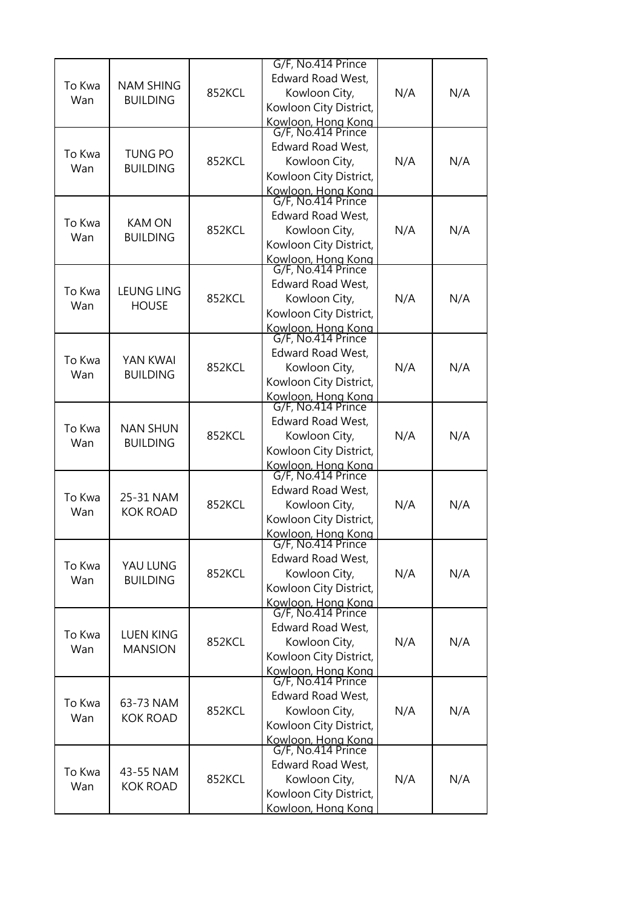| To Kwa Wan | NAM SHING BUILDING | 852KCL | G/F, No.414 Prince Edward Road West, Kowloon City, Kowloon City District, Kowloon, Hong Kong | N/A | N/A |
|---|---|---|---|---|---|
| To Kwa Wan | TUNG PO BUILDING | 852KCL | G/F, No.414 Prince Edward Road West, Kowloon City, Kowloon City District, Kowloon, Hong Kong | N/A | N/A |
| To Kwa Wan | KAM ON BUILDING | 852KCL | G/F, No.414 Prince Edward Road West, Kowloon City, Kowloon City District, Kowloon, Hong Kong | N/A | N/A |
| To Kwa Wan | LEUNG LING HOUSE | 852KCL | G/F, No.414 Prince Edward Road West, Kowloon City, Kowloon City District, Kowloon, Hong Kong | N/A | N/A |
| To Kwa Wan | YAN KWAI BUILDING | 852KCL | G/F, No.414 Prince Edward Road West, Kowloon City, Kowloon City District, Kowloon, Hong Kong | N/A | N/A |
| To Kwa Wan | NAN SHUN BUILDING | 852KCL | G/F, No.414 Prince Edward Road West, Kowloon City, Kowloon City District, Kowloon, Hong Kong | N/A | N/A |
| To Kwa Wan | 25-31 NAM KOK ROAD | 852KCL | G/F, No.414 Prince Edward Road West, Kowloon City, Kowloon City District, Kowloon, Hong Kong | N/A | N/A |
| To Kwa Wan | YAU LUNG BUILDING | 852KCL | G/F, No.414 Prince Edward Road West, Kowloon City, Kowloon City District, Kowloon, Hong Kong | N/A | N/A |
| To Kwa Wan | LUEN KING MANSION | 852KCL | G/F, No.414 Prince Edward Road West, Kowloon City, Kowloon City District, Kowloon, Hong Kong | N/A | N/A |
| To Kwa Wan | 63-73 NAM KOK ROAD | 852KCL | G/F, No.414 Prince Edward Road West, Kowloon City, Kowloon City District, Kowloon, Hong Kong | N/A | N/A |
| To Kwa Wan | 43-55 NAM KOK ROAD | 852KCL | G/F, No.414 Prince Edward Road West, Kowloon City, Kowloon City District, Kowloon, Hong Kong | N/A | N/A |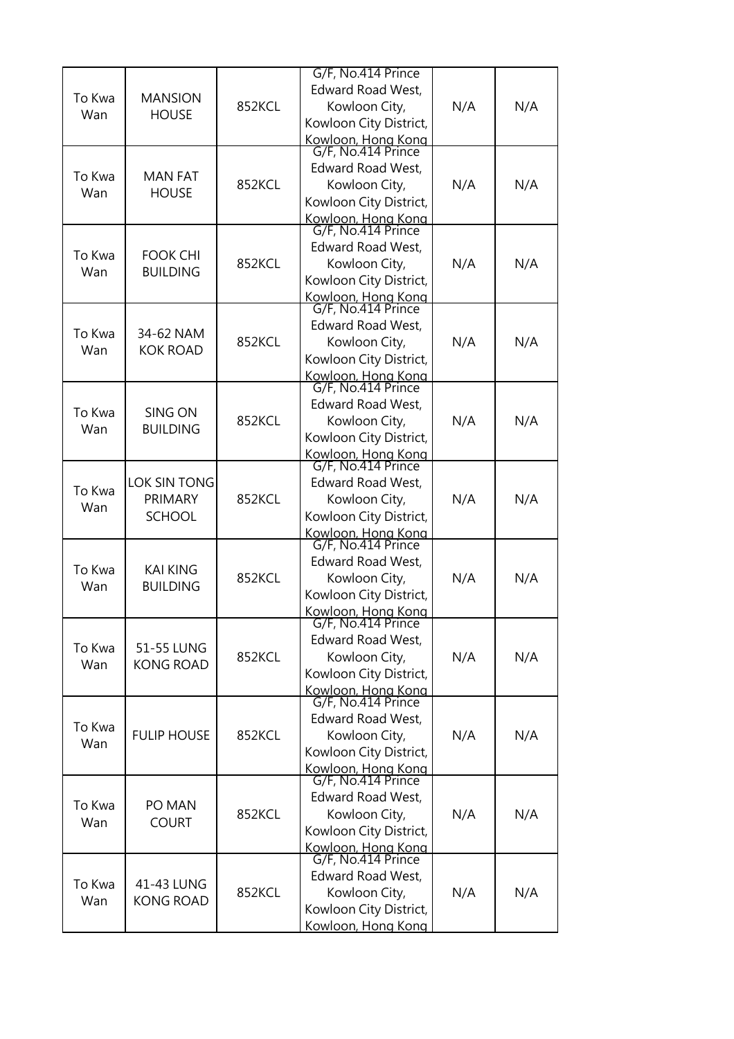| To Kwa Wan | MANSION HOUSE | 852KCL | G/F, No.414 Prince Edward Road West, Kowloon City, Kowloon City District, Kowloon, Hong Kong | N/A | N/A |
|---|---|---|---|---|---|
| To Kwa Wan | MAN FAT HOUSE | 852KCL | G/F, No.414 Prince Edward Road West, Kowloon City, Kowloon City District, Kowloon, Hong Kong | N/A | N/A |
| To Kwa Wan | FOOK CHI BUILDING | 852KCL | G/F, No.414 Prince Edward Road West, Kowloon City, Kowloon City District, Kowloon, Hong Kong | N/A | N/A |
| To Kwa Wan | 34-62 NAM KOK ROAD | 852KCL | G/F, No.414 Prince Edward Road West, Kowloon City, Kowloon City District, Kowloon, Hong Kong | N/A | N/A |
| To Kwa Wan | SING ON BUILDING | 852KCL | G/F, No.414 Prince Edward Road West, Kowloon City, Kowloon City District, Kowloon, Hong Kong | N/A | N/A |
| To Kwa Wan | LOK SIN TONG PRIMARY SCHOOL | 852KCL | G/F, No.414 Prince Edward Road West, Kowloon City, Kowloon City District, Kowloon, Hong Kong | N/A | N/A |
| To Kwa Wan | KAI KING BUILDING | 852KCL | G/F, No.414 Prince Edward Road West, Kowloon City, Kowloon City District, Kowloon, Hong Kong | N/A | N/A |
| To Kwa Wan | 51-55 LUNG KONG ROAD | 852KCL | G/F, No.414 Prince Edward Road West, Kowloon City, Kowloon City District, Kowloon, Hong Kong | N/A | N/A |
| To Kwa Wan | FULIP HOUSE | 852KCL | G/F, No.414 Prince Edward Road West, Kowloon City, Kowloon City District, Kowloon, Hong Kong | N/A | N/A |
| To Kwa Wan | PO MAN COURT | 852KCL | G/F, No.414 Prince Edward Road West, Kowloon City, Kowloon City District, Kowloon, Hong Kong | N/A | N/A |
| To Kwa Wan | 41-43 LUNG KONG ROAD | 852KCL | G/F, No.414 Prince Edward Road West, Kowloon City, Kowloon City District, Kowloon, Hong Kong | N/A | N/A |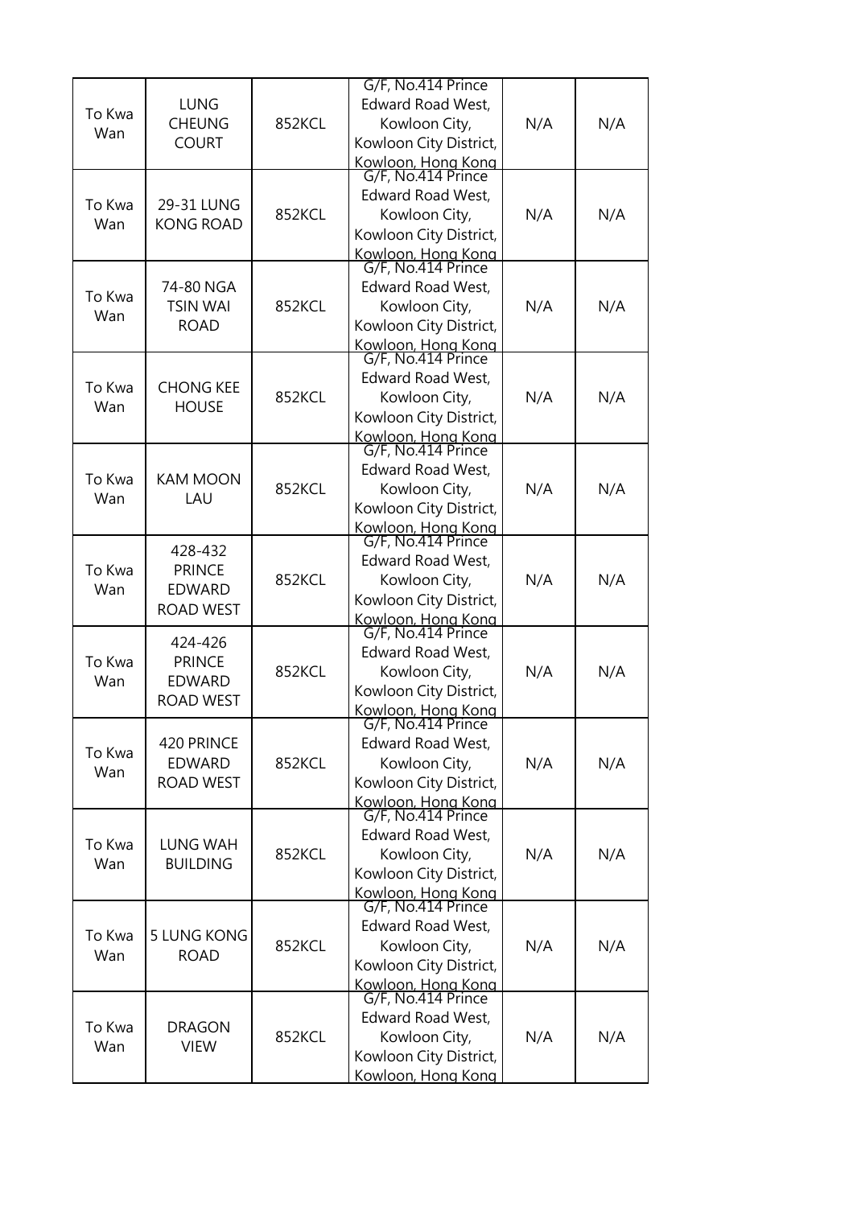| To Kwa Wan | LUNG CHEUNG COURT | 852KCL | G/F, No.414 Prince Edward Road West, Kowloon City, Kowloon City District, Kowloon, Hong Kong | N/A | N/A |
|---|---|---|---|---|---|
| To Kwa Wan | 29-31 LUNG KONG ROAD | 852KCL | G/F, No.414 Prince Edward Road West, Kowloon City, Kowloon City District, Kowloon, Hong Kong | N/A | N/A |
| To Kwa Wan | 74-80 NGA TSIN WAI ROAD | 852KCL | G/F, No.414 Prince Edward Road West, Kowloon City, Kowloon City District, Kowloon, Hong Kong | N/A | N/A |
| To Kwa Wan | CHONG KEE HOUSE | 852KCL | G/F, No.414 Prince Edward Road West, Kowloon City, Kowloon City District, Kowloon, Hong Kong | N/A | N/A |
| To Kwa Wan | KAM MOON LAU | 852KCL | G/F, No.414 Prince Edward Road West, Kowloon City, Kowloon City District, Kowloon, Hong Kong | N/A | N/A |
| To Kwa Wan | 428-432 PRINCE EDWARD ROAD WEST | 852KCL | G/F, No.414 Prince Edward Road West, Kowloon City, Kowloon City District, Kowloon, Hong Kong | N/A | N/A |
| To Kwa Wan | 424-426 PRINCE EDWARD ROAD WEST | 852KCL | G/F, No.414 Prince Edward Road West, Kowloon City, Kowloon City District, Kowloon, Hong Kong | N/A | N/A |
| To Kwa Wan | 420 PRINCE EDWARD ROAD WEST | 852KCL | G/F, No.414 Prince Edward Road West, Kowloon City, Kowloon City District, Kowloon, Hong Kong | N/A | N/A |
| To Kwa Wan | LUNG WAH BUILDING | 852KCL | G/F, No.414 Prince Edward Road West, Kowloon City, Kowloon City District, Kowloon, Hong Kong | N/A | N/A |
| To Kwa Wan | 5 LUNG KONG ROAD | 852KCL | G/F, No.414 Prince Edward Road West, Kowloon City, Kowloon City District, Kowloon, Hong Kong | N/A | N/A |
| To Kwa Wan | DRAGON VIEW | 852KCL | G/F, No.414 Prince Edward Road West, Kowloon City, Kowloon City District, Kowloon, Hong Kong | N/A | N/A |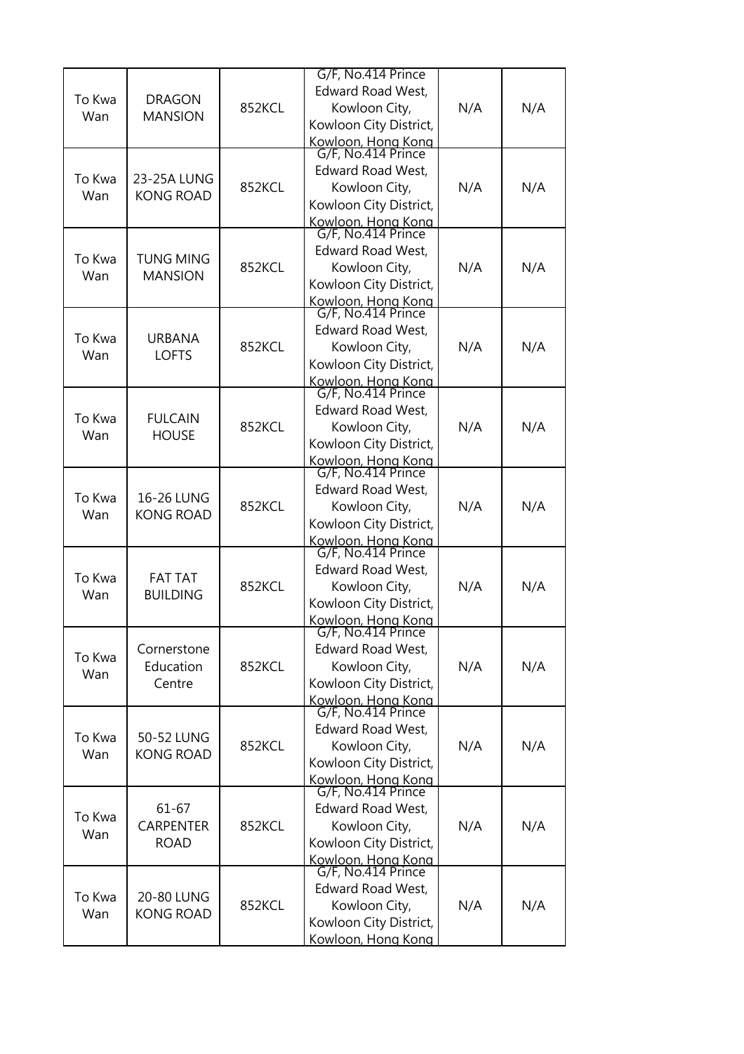| To Kwa Wan | DRAGON MANSION | 852KCL | G/F, No.414 Prince Edward Road West, Kowloon City, Kowloon City District, Kowloon, Hong Kong | N/A | N/A |
|---|---|---|---|---|---|
| To Kwa Wan | 23-25A LUNG KONG ROAD | 852KCL | G/F, No.414 Prince Edward Road West, Kowloon City, Kowloon City District, Kowloon, Hong Kong | N/A | N/A |
| To Kwa Wan | TUNG MING MANSION | 852KCL | G/F, No.414 Prince Edward Road West, Kowloon City, Kowloon City District, Kowloon, Hong Kong | N/A | N/A |
| To Kwa Wan | URBANA LOFTS | 852KCL | G/F, No.414 Prince Edward Road West, Kowloon City, Kowloon City District, Kowloon, Hong Kong | N/A | N/A |
| To Kwa Wan | FULCAIN HOUSE | 852KCL | G/F, No.414 Prince Edward Road West, Kowloon City, Kowloon City District, Kowloon, Hong Kong | N/A | N/A |
| To Kwa Wan | 16-26 LUNG KONG ROAD | 852KCL | G/F, No.414 Prince Edward Road West, Kowloon City, Kowloon City District, Kowloon, Hong Kong | N/A | N/A |
| To Kwa Wan | FAT TAT BUILDING | 852KCL | G/F, No.414 Prince Edward Road West, Kowloon City, Kowloon City District, Kowloon, Hong Kong | N/A | N/A |
| To Kwa Wan | Cornerstone Education Centre | 852KCL | G/F, No.414 Prince Edward Road West, Kowloon City, Kowloon City District, Kowloon, Hong Kong | N/A | N/A |
| To Kwa Wan | 50-52 LUNG KONG ROAD | 852KCL | G/F, No.414 Prince Edward Road West, Kowloon City, Kowloon City District, Kowloon, Hong Kong | N/A | N/A |
| To Kwa Wan | 61-67 CARPENTER ROAD | 852KCL | G/F, No.414 Prince Edward Road West, Kowloon City, Kowloon City District, Kowloon, Hong Kong | N/A | N/A |
| To Kwa Wan | 20-80 LUNG KONG ROAD | 852KCL | G/F, No.414 Prince Edward Road West, Kowloon City, Kowloon City District, Kowloon, Hong Kong | N/A | N/A |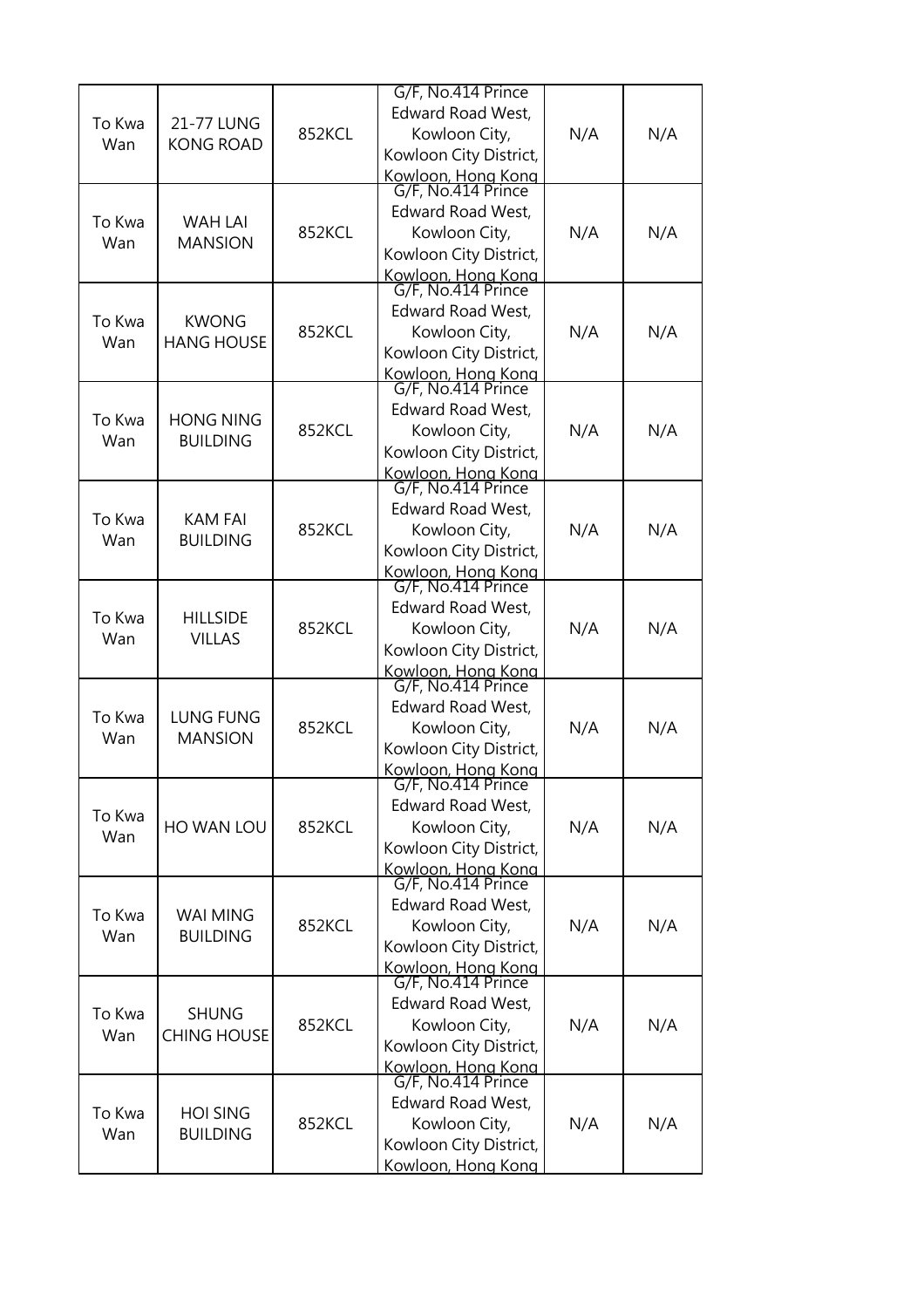| | | | | | |
|---|---|---|---|---|---|
| To Kwa Wan | 21-77 LUNG KONG ROAD | 852KCL | G/F, No.414 Prince Edward Road West, Kowloon City, Kowloon City District, Kowloon, Hong Kong | N/A | N/A |
| To Kwa Wan | WAH LAI MANSION | 852KCL | G/F, No.414 Prince Edward Road West, Kowloon City, Kowloon City District, Kowloon, Hong Kong | N/A | N/A |
| To Kwa Wan | KWONG HANG HOUSE | 852KCL | G/F, No.414 Prince Edward Road West, Kowloon City, Kowloon City District, Kowloon, Hong Kong | N/A | N/A |
| To Kwa Wan | HONG NING BUILDING | 852KCL | G/F, No.414 Prince Edward Road West, Kowloon City, Kowloon City District, Kowloon, Hong Kong | N/A | N/A |
| To Kwa Wan | KAM FAI BUILDING | 852KCL | G/F, No.414 Prince Edward Road West, Kowloon City, Kowloon City District, Kowloon, Hong Kong | N/A | N/A |
| To Kwa Wan | HILLSIDE VILLAS | 852KCL | G/F, No.414 Prince Edward Road West, Kowloon City, Kowloon City District, Kowloon, Hong Kong | N/A | N/A |
| To Kwa Wan | LUNG FUNG MANSION | 852KCL | G/F, No.414 Prince Edward Road West, Kowloon City, Kowloon City District, Kowloon, Hong Kong | N/A | N/A |
| To Kwa Wan | HO WAN LOU | 852KCL | G/F, No.414 Prince Edward Road West, Kowloon City, Kowloon City District, Kowloon, Hong Kong | N/A | N/A |
| To Kwa Wan | WAI MING BUILDING | 852KCL | G/F, No.414 Prince Edward Road West, Kowloon City, Kowloon City District, Kowloon, Hong Kong | N/A | N/A |
| To Kwa Wan | SHUNG CHING HOUSE | 852KCL | G/F, No.414 Prince Edward Road West, Kowloon City, Kowloon City District, Kowloon, Hong Kong | N/A | N/A |
| To Kwa Wan | HOI SING BUILDING | 852KCL | G/F, No.414 Prince Edward Road West, Kowloon City, Kowloon City District, Kowloon, Hong Kong | N/A | N/A |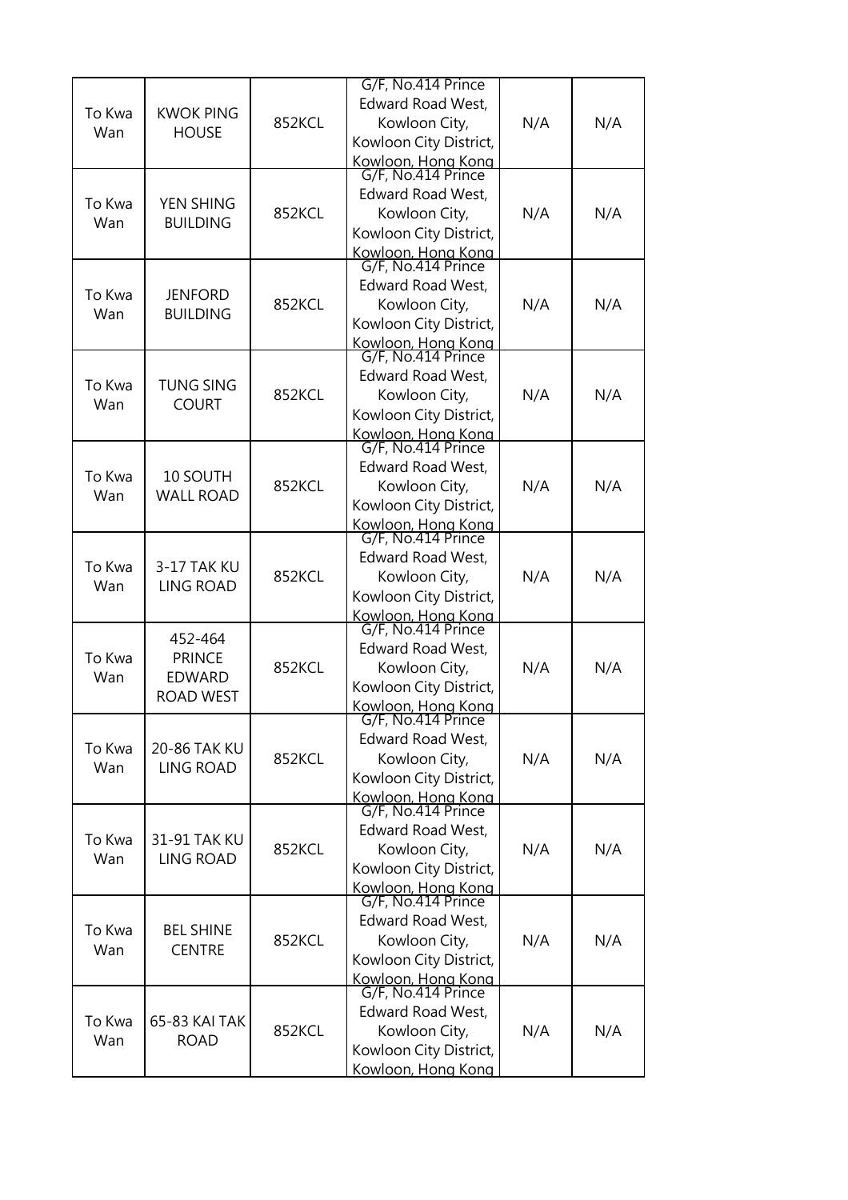| To Kwa Wan | KWOK PING HOUSE | 852KCL | G/F, No.414 Prince Edward Road West, Kowloon City, Kowloon City District, Kowloon, Hong Kong | N/A | N/A |
|---|---|---|---|---|---|
| To Kwa Wan | YEN SHING BUILDING | 852KCL | G/F, No.414 Prince Edward Road West, Kowloon City, Kowloon City District, Kowloon, Hong Kong | N/A | N/A |
| To Kwa Wan | JENFORD BUILDING | 852KCL | G/F, No.414 Prince Edward Road West, Kowloon City, Kowloon City District, Kowloon, Hong Kong | N/A | N/A |
| To Kwa Wan | TUNG SING COURT | 852KCL | G/F, No.414 Prince Edward Road West, Kowloon City, Kowloon City District, Kowloon, Hong Kong | N/A | N/A |
| To Kwa Wan | 10 SOUTH WALL ROAD | 852KCL | G/F, No.414 Prince Edward Road West, Kowloon City, Kowloon City District, Kowloon, Hong Kong | N/A | N/A |
| To Kwa Wan | 3-17 TAK KU LING ROAD | 852KCL | G/F, No.414 Prince Edward Road West, Kowloon City, Kowloon City District, Kowloon, Hong Kong | N/A | N/A |
| To Kwa Wan | 452-464 PRINCE EDWARD ROAD WEST | 852KCL | G/F, No.414 Prince Edward Road West, Kowloon City, Kowloon City District, Kowloon, Hong Kong | N/A | N/A |
| To Kwa Wan | 20-86 TAK KU LING ROAD | 852KCL | G/F, No.414 Prince Edward Road West, Kowloon City, Kowloon City District, Kowloon, Hong Kong | N/A | N/A |
| To Kwa Wan | 31-91 TAK KU LING ROAD | 852KCL | G/F, No.414 Prince Edward Road West, Kowloon City, Kowloon City District, Kowloon, Hong Kong | N/A | N/A |
| To Kwa Wan | BEL SHINE CENTRE | 852KCL | G/F, No.414 Prince Edward Road West, Kowloon City, Kowloon City District, Kowloon, Hong Kong | N/A | N/A |
| To Kwa Wan | 65-83 KAI TAK ROAD | 852KCL | G/F, No.414 Prince Edward Road West, Kowloon City, Kowloon City District, Kowloon, Hong Kong | N/A | N/A |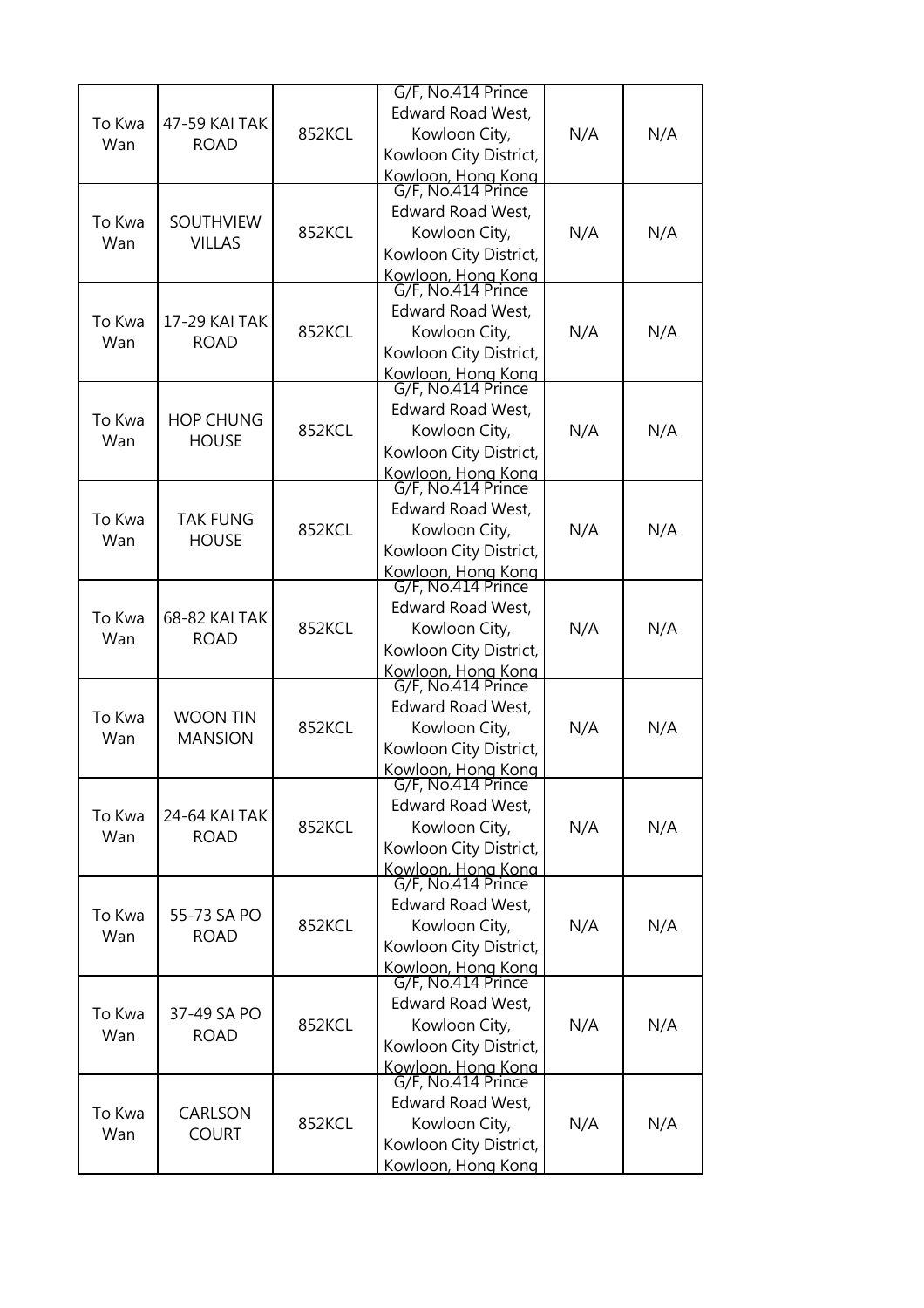| | | | | | |
|---|---|---|---|---|---|
| To Kwa Wan | 47-59 KAI TAK ROAD | 852KCL | G/F, No.414 Prince Edward Road West, Kowloon City, Kowloon City District, Kowloon, Hong Kong | N/A | N/A |
| To Kwa Wan | SOUTHVIEW VILLAS | 852KCL | G/F, No.414 Prince Edward Road West, Kowloon City, Kowloon City District, Kowloon, Hong Kong | N/A | N/A |
| To Kwa Wan | 17-29 KAI TAK ROAD | 852KCL | G/F, No.414 Prince Edward Road West, Kowloon City, Kowloon City District, Kowloon, Hong Kong | N/A | N/A |
| To Kwa Wan | HOP CHUNG HOUSE | 852KCL | G/F, No.414 Prince Edward Road West, Kowloon City, Kowloon City District, Kowloon, Hong Kong | N/A | N/A |
| To Kwa Wan | TAK FUNG HOUSE | 852KCL | G/F, No.414 Prince Edward Road West, Kowloon City, Kowloon City District, Kowloon, Hong Kong | N/A | N/A |
| To Kwa Wan | 68-82 KAI TAK ROAD | 852KCL | G/F, No.414 Prince Edward Road West, Kowloon City, Kowloon City District, Kowloon, Hong Kong | N/A | N/A |
| To Kwa Wan | WOON TIN MANSION | 852KCL | G/F, No.414 Prince Edward Road West, Kowloon City, Kowloon City District, Kowloon, Hong Kong | N/A | N/A |
| To Kwa Wan | 24-64 KAI TAK ROAD | 852KCL | G/F, No.414 Prince Edward Road West, Kowloon City, Kowloon City District, Kowloon, Hong Kong | N/A | N/A |
| To Kwa Wan | 55-73 SA PO ROAD | 852KCL | G/F, No.414 Prince Edward Road West, Kowloon City, Kowloon City District, Kowloon, Hong Kong | N/A | N/A |
| To Kwa Wan | 37-49 SA PO ROAD | 852KCL | G/F, No.414 Prince Edward Road West, Kowloon City, Kowloon City District, Kowloon, Hong Kong | N/A | N/A |
| To Kwa Wan | CARLSON COURT | 852KCL | G/F, No.414 Prince Edward Road West, Kowloon City, Kowloon City District, Kowloon, Hong Kong | N/A | N/A |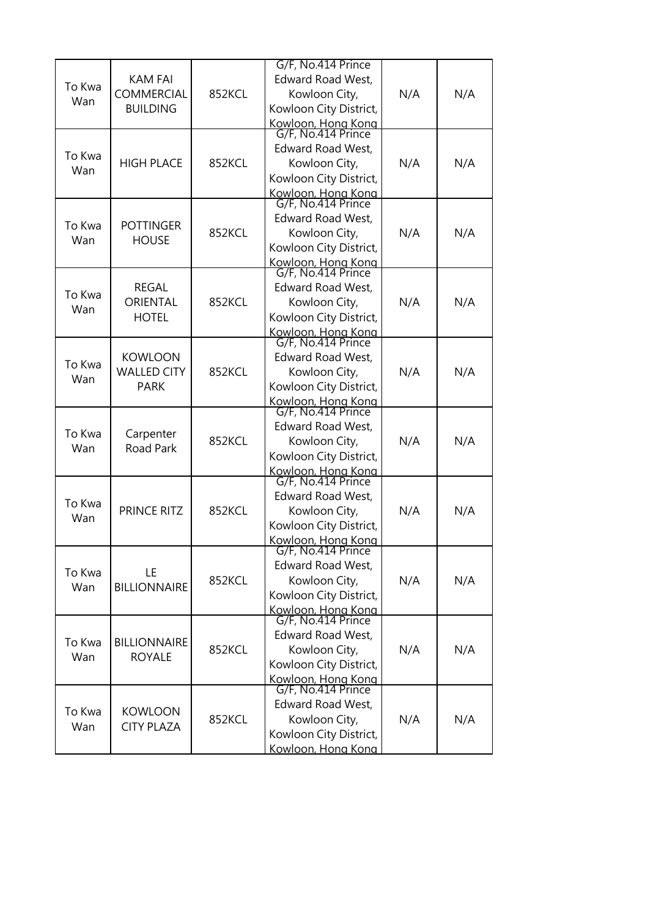| | | | | | |
|---|---|---|---|---|---|
| To Kwa Wan | KAM FAI COMMERCIAL BUILDING | 852KCL | G/F, No.414 Prince Edward Road West, Kowloon City, Kowloon City District, Kowloon, Hong Kong | N/A | N/A |
| To Kwa Wan | HIGH PLACE | 852KCL | G/F, No.414 Prince Edward Road West, Kowloon City, Kowloon City District, Kowloon, Hong Kong | N/A | N/A |
| To Kwa Wan | POTTINGER HOUSE | 852KCL | G/F, No.414 Prince Edward Road West, Kowloon City, Kowloon City District, Kowloon, Hong Kong | N/A | N/A |
| To Kwa Wan | REGAL ORIENTAL HOTEL | 852KCL | G/F, No.414 Prince Edward Road West, Kowloon City, Kowloon City District, Kowloon, Hong Kong | N/A | N/A |
| To Kwa Wan | KOWLOON WALLED CITY PARK | 852KCL | G/F, No.414 Prince Edward Road West, Kowloon City, Kowloon City District, Kowloon, Hong Kong | N/A | N/A |
| To Kwa Wan | Carpenter Road Park | 852KCL | G/F, No.414 Prince Edward Road West, Kowloon City, Kowloon City District, Kowloon, Hong Kong | N/A | N/A |
| To Kwa Wan | PRINCE RITZ | 852KCL | G/F, No.414 Prince Edward Road West, Kowloon City, Kowloon City District, Kowloon, Hong Kong | N/A | N/A |
| To Kwa Wan | LE BILLIONNAIRE | 852KCL | G/F, No.414 Prince Edward Road West, Kowloon City, Kowloon City District, Kowloon, Hong Kong | N/A | N/A |
| To Kwa Wan | BILLIONNAIRE ROYALE | 852KCL | G/F, No.414 Prince Edward Road West, Kowloon City, Kowloon City District, Kowloon, Hong Kong | N/A | N/A |
| To Kwa Wan | KOWLOON CITY PLAZA | 852KCL | G/F, No.414 Prince Edward Road West, Kowloon City, Kowloon City District, Kowloon, Hong Kong | N/A | N/A |